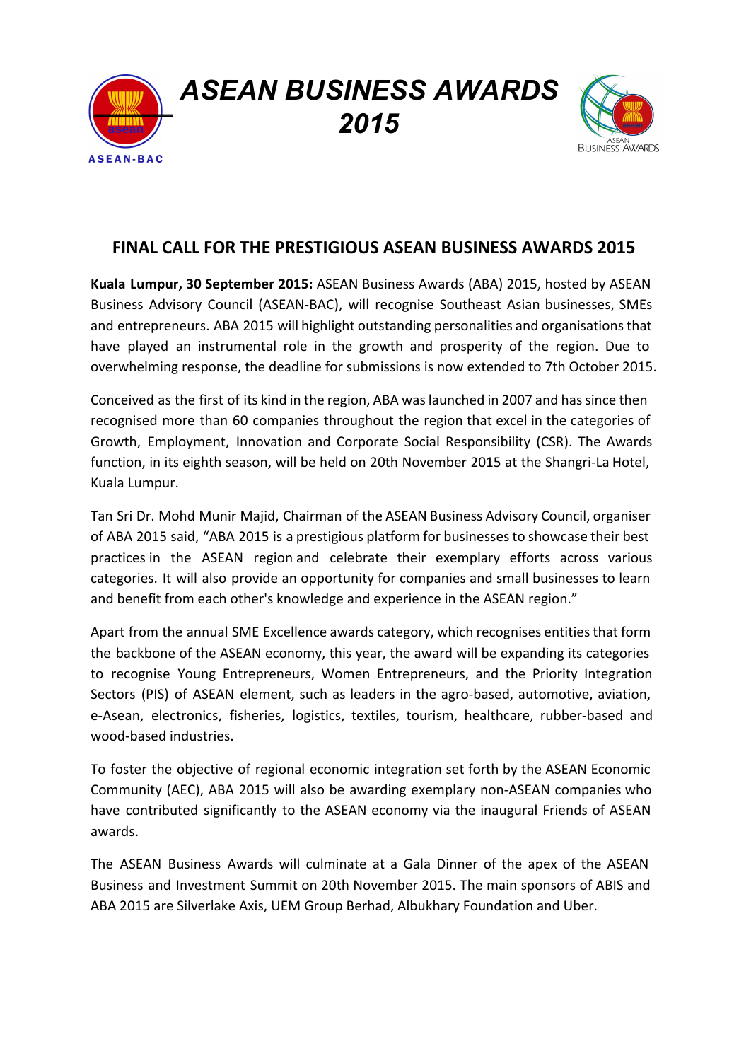# ASEAN BUSINESS AWARDS 2015

ASEAN-BAC

ASEAN BUSINESS AWARDS

## FINAL CALL FOR THE PRESTIGIOUS ASEAN BUSINESS AWARDS 2015

**Kuala Lumpur, 30 September 2015:** ASEAN Business Awards (ABA) 2015, hosted by ASEAN Business Advisory Council (ASEAN-BAC), will recognise Southeast Asian businesses, SMEs and entrepreneurs. ABA 2015 will highlight outstanding personalities and organisations that have played an instrumental role in the growth and prosperity of the region. Due to overwhelming response, the deadline for submissions is now extended to 7th October 2015.

Conceived as the first of its kind in the region, ABA was launched in 2007 and has since then recognised more than 60 companies throughout the region that excel in the categories of Growth, Employment, Innovation and Corporate Social Responsibility (CSR). The Awards function, in its eighth season, will be held on 20th November 2015 at the Shangri-La Hotel, Kuala Lumpur.

Tan Sri Dr. Mohd Munir Majid, Chairman of the ASEAN Business Advisory Council, organiser of ABA 2015 said, "ABA 2015 is a prestigious platform for businesses to showcase their best practices in the ASEAN region and celebrate their exemplary efforts across various categories. It will also provide an opportunity for companies and small businesses to learn and benefit from each other's knowledge and experience in the ASEAN region."

Apart from the annual SME Excellence awards category, which recognises entities that form the backbone of the ASEAN economy, this year, the award will be expanding its categories to recognise Young Entrepreneurs, Women Entrepreneurs, and the Priority Integration Sectors (PIS) of ASEAN element, such as leaders in the agro-based, automotive, aviation, e-Asean, electronics, fisheries, logistics, textiles, tourism, healthcare, rubber-based and wood-based industries.

To foster the objective of regional economic integration set forth by the ASEAN Economic Community (AEC), ABA 2015 will also be awarding exemplary non-ASEAN companies who have contributed significantly to the ASEAN economy via the inaugural Friends of ASEAN awards.

The ASEAN Business Awards will culminate at a Gala Dinner of the apex of the ASEAN Business and Investment Summit on 20th November 2015. The main sponsors of ABIS and ABA 2015 are Silverlake Axis, UEM Group Berhad, Albukhary Foundation and Uber.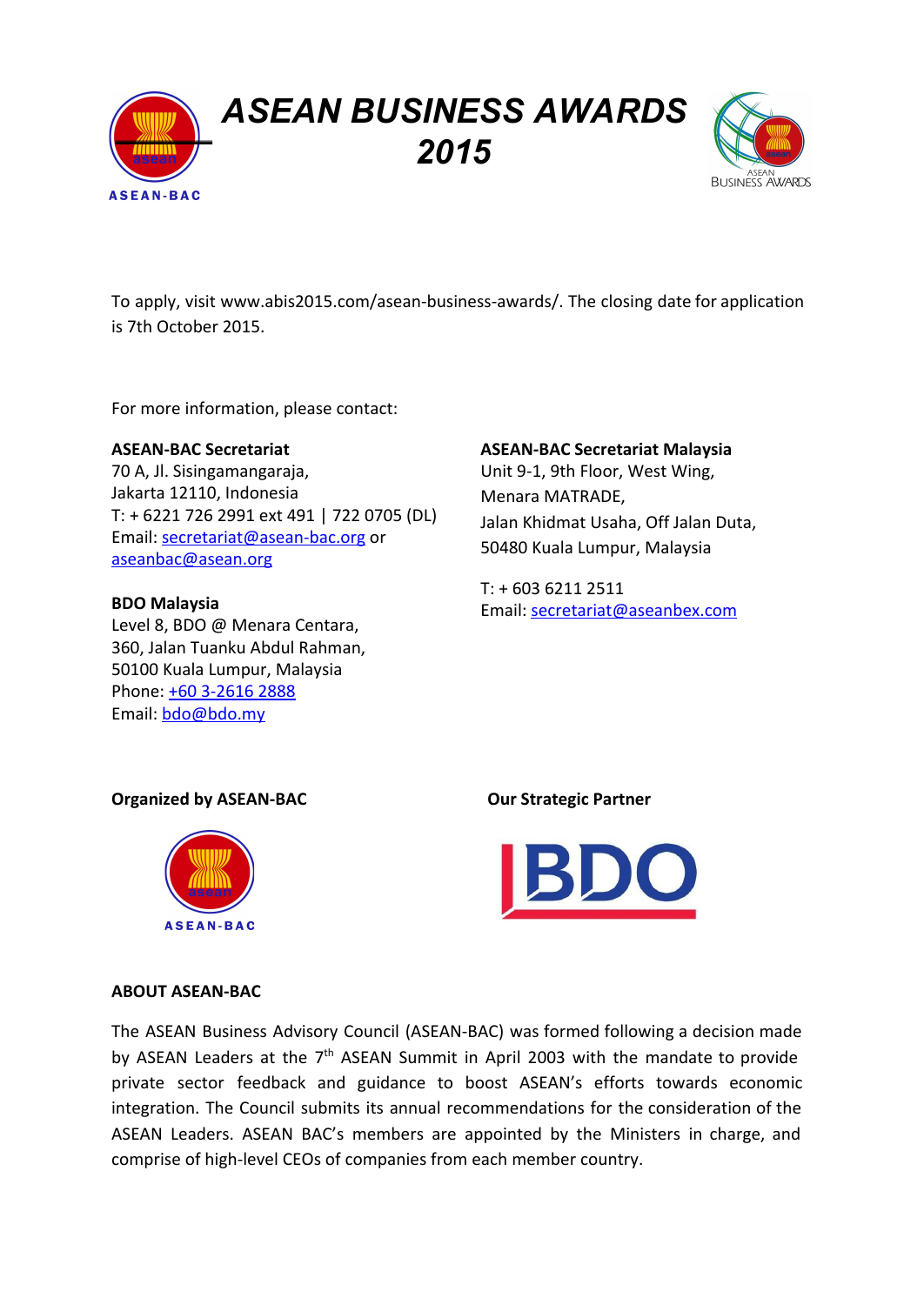# *ASEAN BUSINESS AWARDS 2015*

To apply, visit www.abis2015.com/asean-business-awards/. The closing date for application is 7th October 2015.

For more information, please contact:

**ASEAN-BAC Secretariat**
70 A, Jl. Sisingamangaraja,
Jakarta 12110, Indonesia
T: + 6221 726 2991 ext 491 | 722 0705 (DL)
Email: secretariat@asean-bac.org or aseanbac@asean.org

**BDO Malaysia**
Level 8, BDO @ Menara Centara,
360, Jalan Tuanku Abdul Rahman,
50100 Kuala Lumpur, Malaysia
Phone: +60 3-2616 2888
Email: bdo@bdo.my

**ASEAN-BAC Secretariat Malaysia**
Unit 9-1, 9th Floor, West Wing,
Menara MATRADE,
Jalan Khidmat Usaha, Off Jalan Duta,
50480 Kuala Lumpur, Malaysia

T: + 603 6211 2511
Email: secretariat@aseanbex.com

**Organized by ASEAN-BAC**

**Our Strategic Partner**

**ABOUT ASEAN-BAC**

The ASEAN Business Advisory Council (ASEAN-BAC) was formed following a decision made by ASEAN Leaders at the 7th ASEAN Summit in April 2003 with the mandate to provide private sector feedback and guidance to boost ASEAN's efforts towards economic integration. The Council submits its annual recommendations for the consideration of the ASEAN Leaders. ASEAN BAC's members are appointed by the Ministers in charge, and comprise of high-level CEOs of companies from each member country.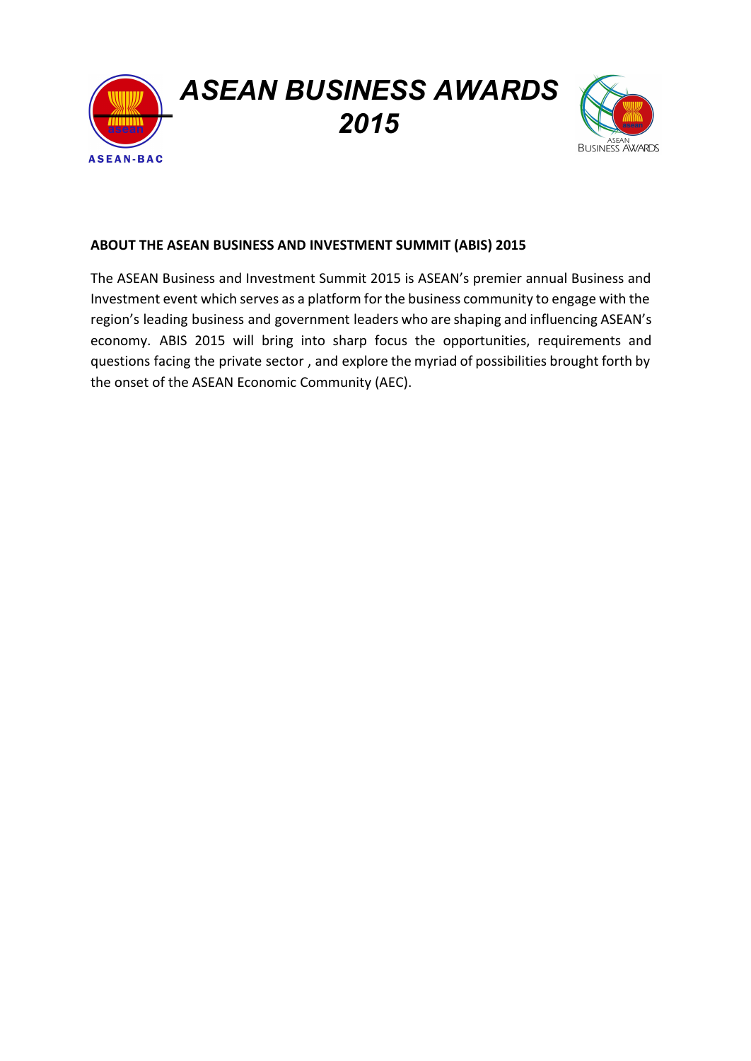# *ASEAN BUSINESS AWARDS 2015*

ASEAN-BAC

ASEAN BUSINESS AWARDS

**ABOUT THE ASEAN BUSINESS AND INVESTMENT SUMMIT (ABIS) 2015**

The ASEAN Business and Investment Summit 2015 is ASEAN's premier annual Business and Investment event which serves as a platform for the business community to engage with the region's leading business and government leaders who are shaping and influencing ASEAN's economy. ABIS 2015 will bring into sharp focus the opportunities, requirements and questions facing the private sector , and explore the myriad of possibilities brought forth by the onset of the ASEAN Economic Community (AEC).